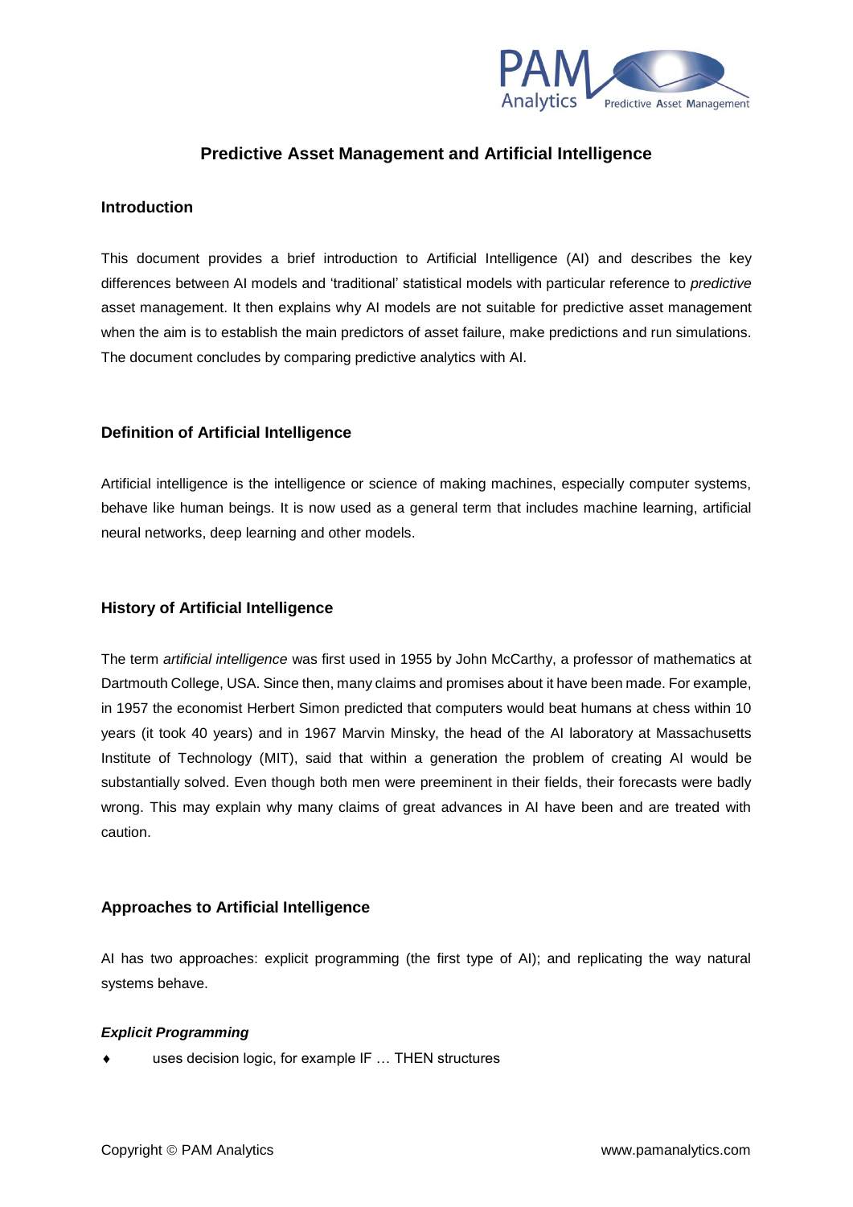# Predictive Asset Management and Artificial Intelligence

## Introduction

This document provides a brief introduction to Artificial Intelligence (AI) and describes the key differences between AI models and 'traditional' statistical models with particular reference to *predictive* asset management. It then explains why AI models are not suitable for predictive asset management when the aim is to establish the main predictors of asset failure, make predictions and run simulations. The document concludes by comparing predictive analytics with AI.

## Definition of Artificial Intelligence

Artificial intelligence is the intelligence or science of making machines, especially computer systems, behave like human beings. It is now used as a general term that includes machine learning, artificial neural networks, deep learning and other models.

## History of Artificial Intelligence

The term *artificial intelligence* was first used in 1955 by John McCarthy, a professor of mathematics at Dartmouth College, USA. Since then, many claims and promises about it have been made. For example, in 1957 the economist Herbert Simon predicted that computers would beat humans at chess within 10 years (it took 40 years) and in 1967 Marvin Minsky, the head of the AI laboratory at Massachusetts Institute of Technology (MIT), said that within a generation the problem of creating AI would be substantially solved. Even though both men were preeminent in their fields, their forecasts were badly wrong. This may explain why many claims of great advances in AI have been and are treated with caution.

## Approaches to Artificial Intelligence

AI has two approaches: explicit programming (the first type of AI); and replicating the way natural systems behave.

### *Explicit Programming*

- uses decision logic, for example IF … THEN structures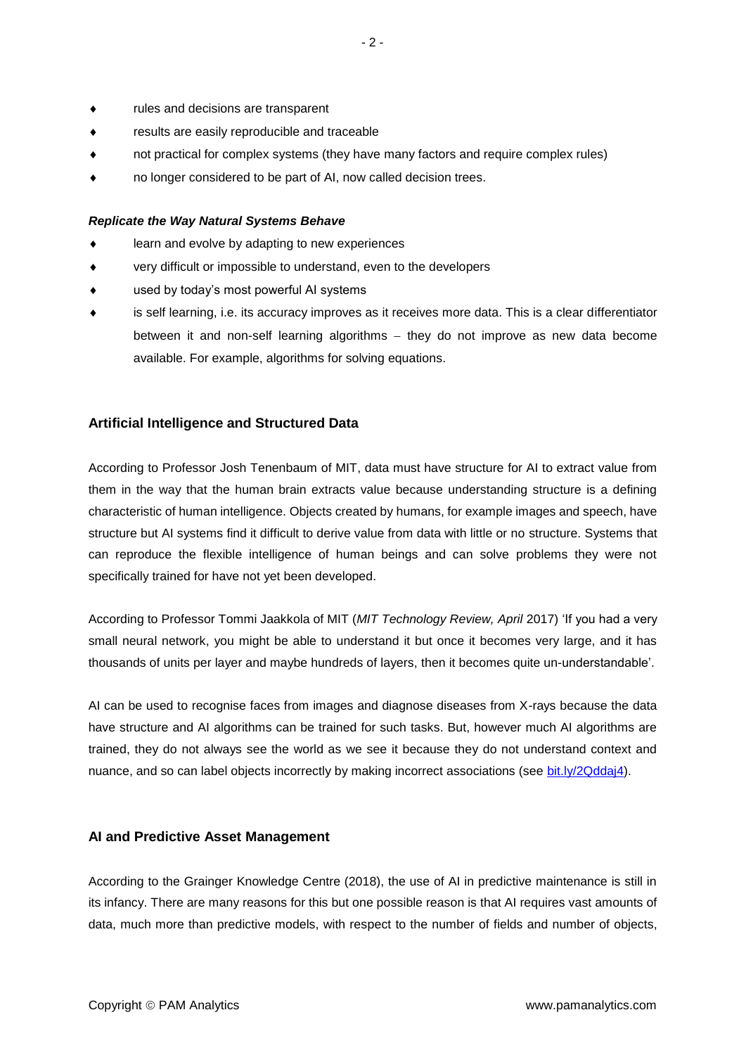- rules and decisions are transparent
- results are easily reproducible and traceable
- not practical for complex systems (they have many factors and require complex rules)
- no longer considered to be part of AI, now called decision trees.

***Replicate the Way Natural Systems Behave***

- learn and evolve by adapting to new experiences
- very difficult or impossible to understand, even to the developers
- used by today's most powerful AI systems
- is self learning, i.e. its accuracy improves as it receives more data. This is a clear differentiator between it and non-self learning algorithms – they do not improve as new data become available. For example, algorithms for solving equations.

## Artificial Intelligence and Structured Data

According to Professor Josh Tenenbaum of MIT, data must have structure for AI to extract value from them in the way that the human brain extracts value because understanding structure is a defining characteristic of human intelligence. Objects created by humans, for example images and speech, have structure but AI systems find it difficult to derive value from data with little or no structure. Systems that can reproduce the flexible intelligence of human beings and can solve problems they were not specifically trained for have not yet been developed.

According to Professor Tommi Jaakkola of MIT (*MIT Technology Review, April* 2017) 'If you had a very small neural network, you might be able to understand it but once it becomes very large, and it has thousands of units per layer and maybe hundreds of layers, then it becomes quite un-understandable'.

AI can be used to recognise faces from images and diagnose diseases from X-rays because the data have structure and AI algorithms can be trained for such tasks. But, however much AI algorithms are trained, they do not always see the world as we see it because they do not understand context and nuance, and so can label objects incorrectly by making incorrect associations (see bit.ly/2Qddaj4).

## AI and Predictive Asset Management

According to the Grainger Knowledge Centre (2018), the use of AI in predictive maintenance is still in its infancy. There are many reasons for this but one possible reason is that AI requires vast amounts of data, much more than predictive models, with respect to the number of fields and number of objects,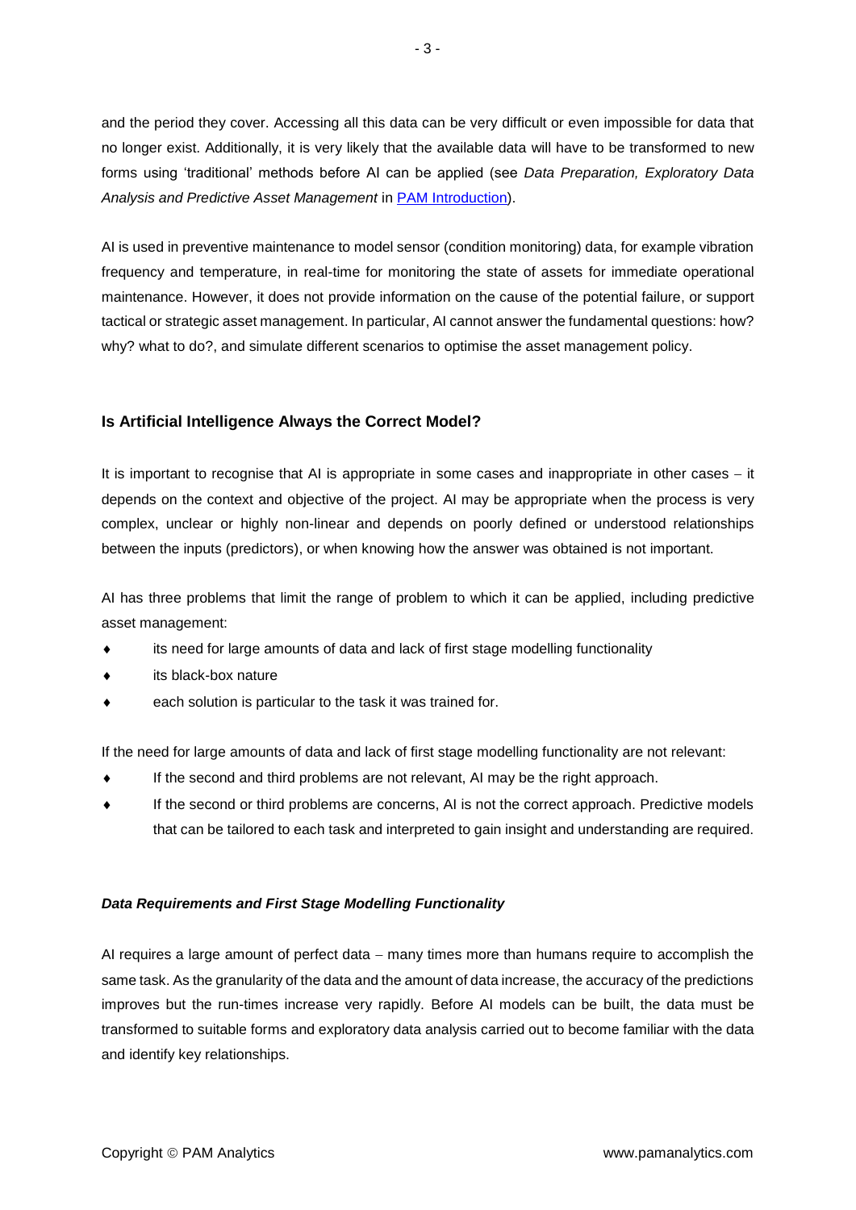and the period they cover. Accessing all this data can be very difficult or even impossible for data that no longer exist. Additionally, it is very likely that the available data will have to be transformed to new forms using 'traditional' methods before AI can be applied (see *Data Preparation, Exploratory Data Analysis and Predictive Asset Management* in [PAM Introduction]).

AI is used in preventive maintenance to model sensor (condition monitoring) data, for example vibration frequency and temperature, in real-time for monitoring the state of assets for immediate operational maintenance. However, it does not provide information on the cause of the potential failure, or support tactical or strategic asset management. In particular, AI cannot answer the fundamental questions: how? why? what to do?, and simulate different scenarios to optimise the asset management policy.

## Is Artificial Intelligence Always the Correct Model?

It is important to recognise that AI is appropriate in some cases and inappropriate in other cases – it depends on the context and objective of the project. AI may be appropriate when the process is very complex, unclear or highly non-linear and depends on poorly defined or understood relationships between the inputs (predictors), or when knowing how the answer was obtained is not important.

AI has three problems that limit the range of problem to which it can be applied, including predictive asset management:

- its need for large amounts of data and lack of first stage modelling functionality
- its black-box nature
- each solution is particular to the task it was trained for.

If the need for large amounts of data and lack of first stage modelling functionality are not relevant:

- If the second and third problems are not relevant, AI may be the right approach.
- If the second or third problems are concerns, AI is not the correct approach. Predictive models that can be tailored to each task and interpreted to gain insight and understanding are required.

### *Data Requirements and First Stage Modelling Functionality*

AI requires a large amount of perfect data – many times more than humans require to accomplish the same task. As the granularity of the data and the amount of data increase, the accuracy of the predictions improves but the run-times increase very rapidly. Before AI models can be built, the data must be transformed to suitable forms and exploratory data analysis carried out to become familiar with the data and identify key relationships.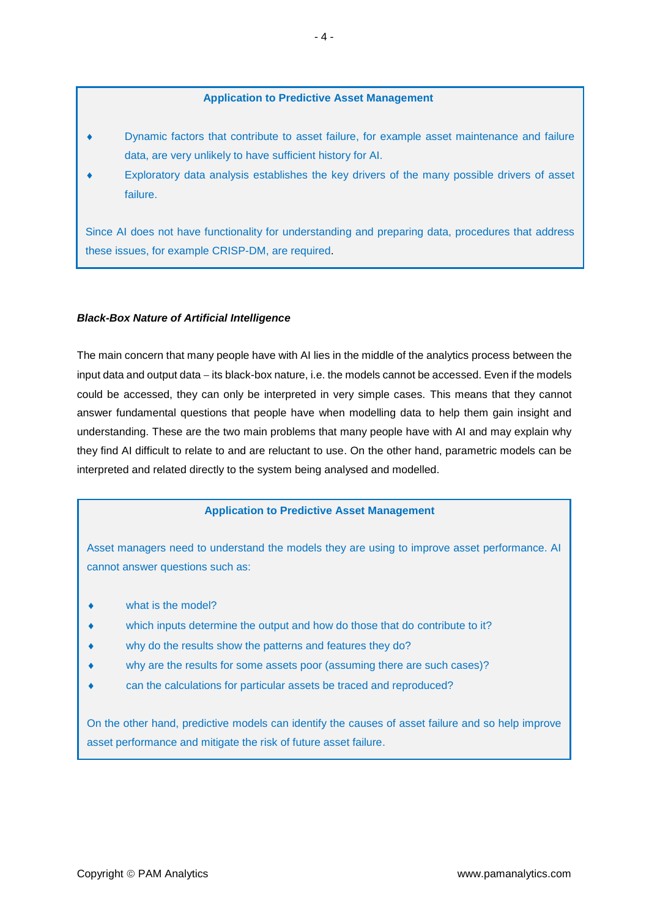**Application to Predictive Asset Management**

- Dynamic factors that contribute to asset failure, for example asset maintenance and failure data, are very unlikely to have sufficient history for AI.
- Exploratory data analysis establishes the key drivers of the many possible drivers of asset failure.

Since AI does not have functionality for understanding and preparing data, procedures that address these issues, for example CRISP-DM, are required.

***Black-Box Nature of Artificial Intelligence***

The main concern that many people have with AI lies in the middle of the analytics process between the input data and output data – its black-box nature, i.e. the models cannot be accessed. Even if the models could be accessed, they can only be interpreted in very simple cases. This means that they cannot answer fundamental questions that people have when modelling data to help them gain insight and understanding. These are the two main problems that many people have with AI and may explain why they find AI difficult to relate to and are reluctant to use. On the other hand, parametric models can be interpreted and related directly to the system being analysed and modelled.

**Application to Predictive Asset Management**

Asset managers need to understand the models they are using to improve asset performance. AI cannot answer questions such as:

- what is the model?
- which inputs determine the output and how do those that do contribute to it?
- why do the results show the patterns and features they do?
- why are the results for some assets poor (assuming there are such cases)?
- can the calculations for particular assets be traced and reproduced?

On the other hand, predictive models can identify the causes of asset failure and so help improve asset performance and mitigate the risk of future asset failure.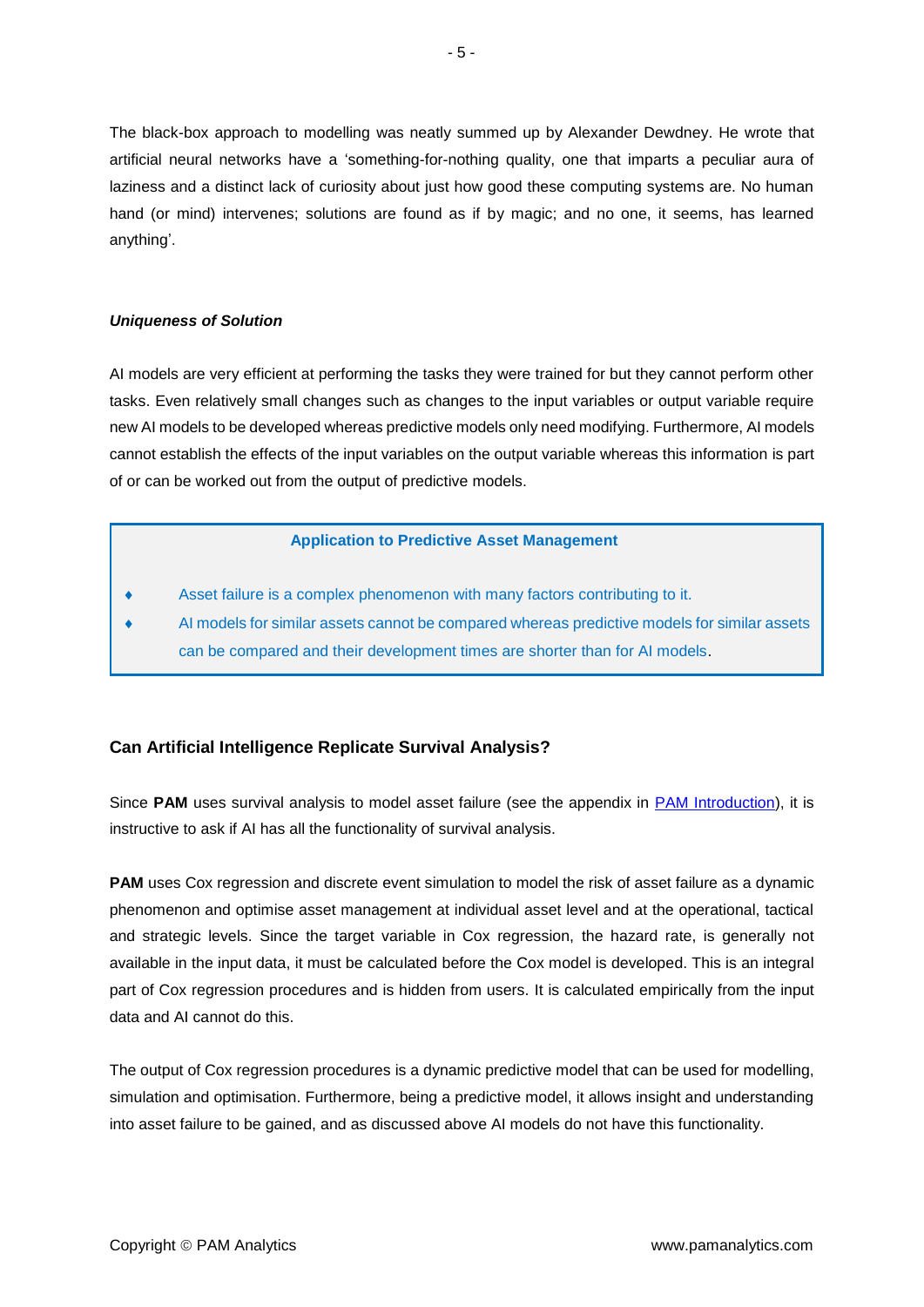The black-box approach to modelling was neatly summed up by Alexander Dewdney. He wrote that artificial neural networks have a 'something-for-nothing quality, one that imparts a peculiar aura of laziness and a distinct lack of curiosity about just how good these computing systems are. No human hand (or mind) intervenes; solutions are found as if by magic; and no one, it seems, has learned anything'.

***Uniqueness of Solution***

AI models are very efficient at performing the tasks they were trained for but they cannot perform other tasks. Even relatively small changes such as changes to the input variables or output variable require new AI models to be developed whereas predictive models only need modifying. Furthermore, AI models cannot establish the effects of the input variables on the output variable whereas this information is part of or can be worked out from the output of predictive models.

> **Application to Predictive Asset Management**
>
> - Asset failure is a complex phenomenon with many factors contributing to it.
> - AI models for similar assets cannot be compared whereas predictive models for similar assets can be compared and their development times are shorter than for AI models.

## Can Artificial Intelligence Replicate Survival Analysis?

Since **PAM** uses survival analysis to model asset failure (see the appendix in [PAM Introduction]), it is instructive to ask if AI has all the functionality of survival analysis.

**PAM** uses Cox regression and discrete event simulation to model the risk of asset failure as a dynamic phenomenon and optimise asset management at individual asset level and at the operational, tactical and strategic levels. Since the target variable in Cox regression, the hazard rate, is generally not available in the input data, it must be calculated before the Cox model is developed. This is an integral part of Cox regression procedures and is hidden from users. It is calculated empirically from the input data and AI cannot do this.

The output of Cox regression procedures is a dynamic predictive model that can be used for modelling, simulation and optimisation. Furthermore, being a predictive model, it allows insight and understanding into asset failure to be gained, and as discussed above AI models do not have this functionality.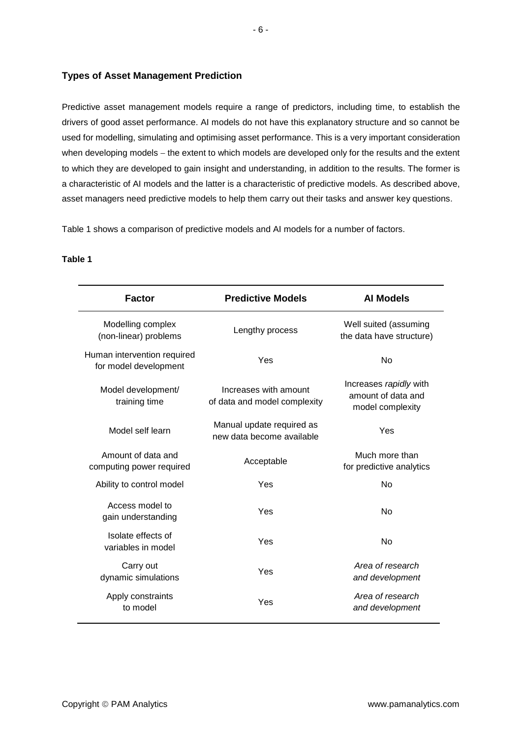## Types of Asset Management Prediction

Predictive asset management models require a range of predictors, including time, to establish the drivers of good asset performance. AI models do not have this explanatory structure and so cannot be used for modelling, simulating and optimising asset performance. This is a very important consideration when developing models – the extent to which models are developed only for the results and the extent to which they are developed to gain insight and understanding, in addition to the results. The former is a characteristic of AI models and the latter is a characteristic of predictive models. As described above, asset managers need predictive models to help them carry out their tasks and answer key questions.

Table 1 shows a comparison of predictive models and AI models for a number of factors.

**Table 1**

| Factor | Predictive Models | AI Models |
|---|---|---|
| Modelling complex (non-linear) problems | Lengthy process | Well suited (assuming the data have structure) |
| Human intervention required for model development | Yes | No |
| Model development/ training time | Increases with amount of data and model complexity | Increases *rapidly* with amount of data and model complexity |
| Model self learn | Manual update required as new data become available | Yes |
| Amount of data and computing power required | Acceptable | Much more than for predictive analytics |
| Ability to control model | Yes | No |
| Access model to gain understanding | Yes | No |
| Isolate effects of variables in model | Yes | No |
| Carry out dynamic simulations | Yes | *Area of research and development* |
| Apply constraints to model | Yes | *Area of research and development* |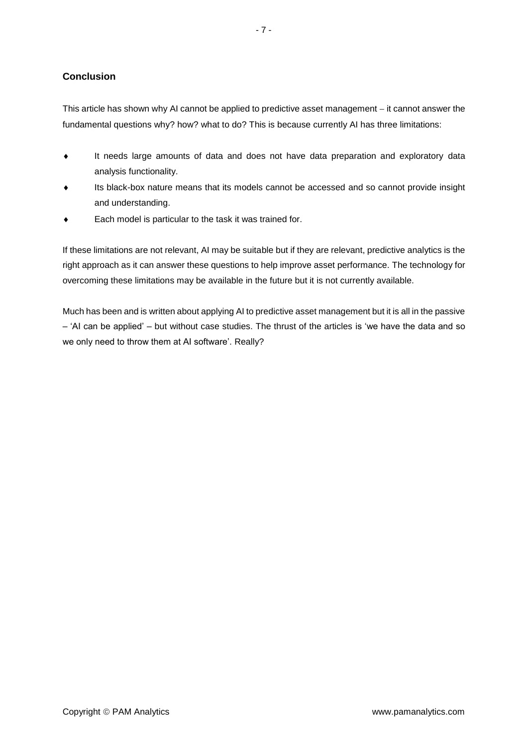## Conclusion

This article has shown why AI cannot be applied to predictive asset management – it cannot answer the fundamental questions why? how? what to do? This is because currently AI has three limitations:

- It needs large amounts of data and does not have data preparation and exploratory data analysis functionality.
- Its black-box nature means that its models cannot be accessed and so cannot provide insight and understanding.
- Each model is particular to the task it was trained for.

If these limitations are not relevant, AI may be suitable but if they are relevant, predictive analytics is the right approach as it can answer these questions to help improve asset performance. The technology for overcoming these limitations may be available in the future but it is not currently available.

Much has been and is written about applying AI to predictive asset management but it is all in the passive – 'AI can be applied' – but without case studies. The thrust of the articles is 'we have the data and so we only need to throw them at AI software'. Really?